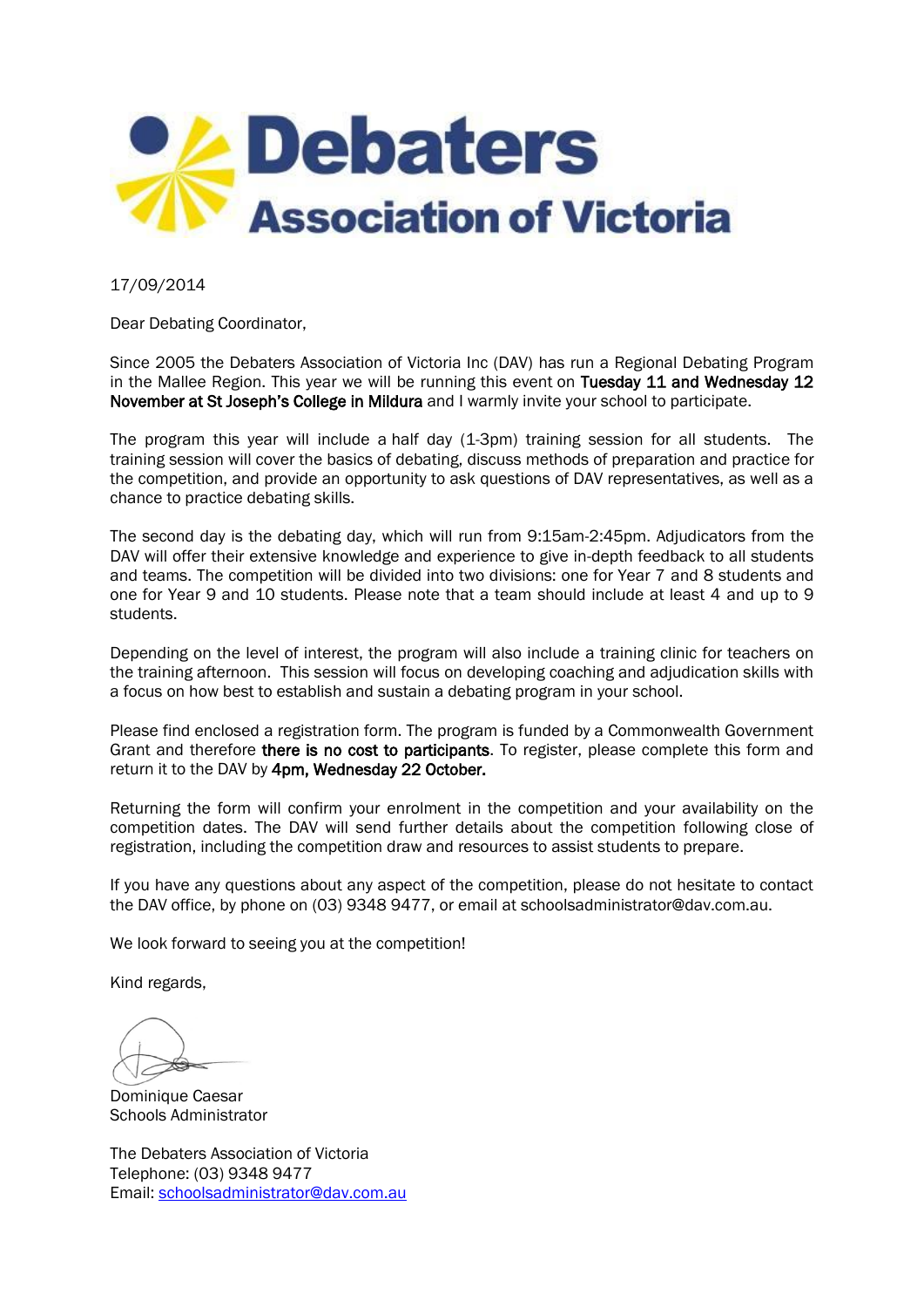# Debaters Association of Victoria

17/09/2014

Dear Debating Coordinator,

Since 2005 the Debaters Association of Victoria Inc (DAV) has run a Regional Debating Program in the Mallee Region. This year we will be running this event on **Tuesday 11 and Wednesday 12 November at St Joseph's College in Mildura** and I warmly invite your school to participate.

The program this year will include a half day (1-3pm) training session for all students. The training session will cover the basics of debating, discuss methods of preparation and practice for the competition, and provide an opportunity to ask questions of DAV representatives, as well as a chance to practice debating skills.

The second day is the debating day, which will run from 9:15am-2:45pm. Adjudicators from the DAV will offer their extensive knowledge and experience to give in-depth feedback to all students and teams. The competition will be divided into two divisions: one for Year 7 and 8 students and one for Year 9 and 10 students. Please note that a team should include at least 4 and up to 9 students.

Depending on the level of interest, the program will also include a training clinic for teachers on the training afternoon. This session will focus on developing coaching and adjudication skills with a focus on how best to establish and sustain a debating program in your school.

Please find enclosed a registration form. The program is funded by a Commonwealth Government Grant and therefore **there is no cost to participants**. To register, please complete this form and return it to the DAV by **4pm, Wednesday 22 October.**

Returning the form will confirm your enrolment in the competition and your availability on the competition dates. The DAV will send further details about the competition following close of registration, including the competition draw and resources to assist students to prepare.

If you have any questions about any aspect of the competition, please do not hesitate to contact the DAV office, by phone on (03) 9348 9477, or email at schoolsadministrator@dav.com.au.

We look forward to seeing you at the competition!

Kind regards,

Dominique Caesar
Schools Administrator

The Debaters Association of Victoria
Telephone: (03) 9348 9477
Email: schoolsadministrator@dav.com.au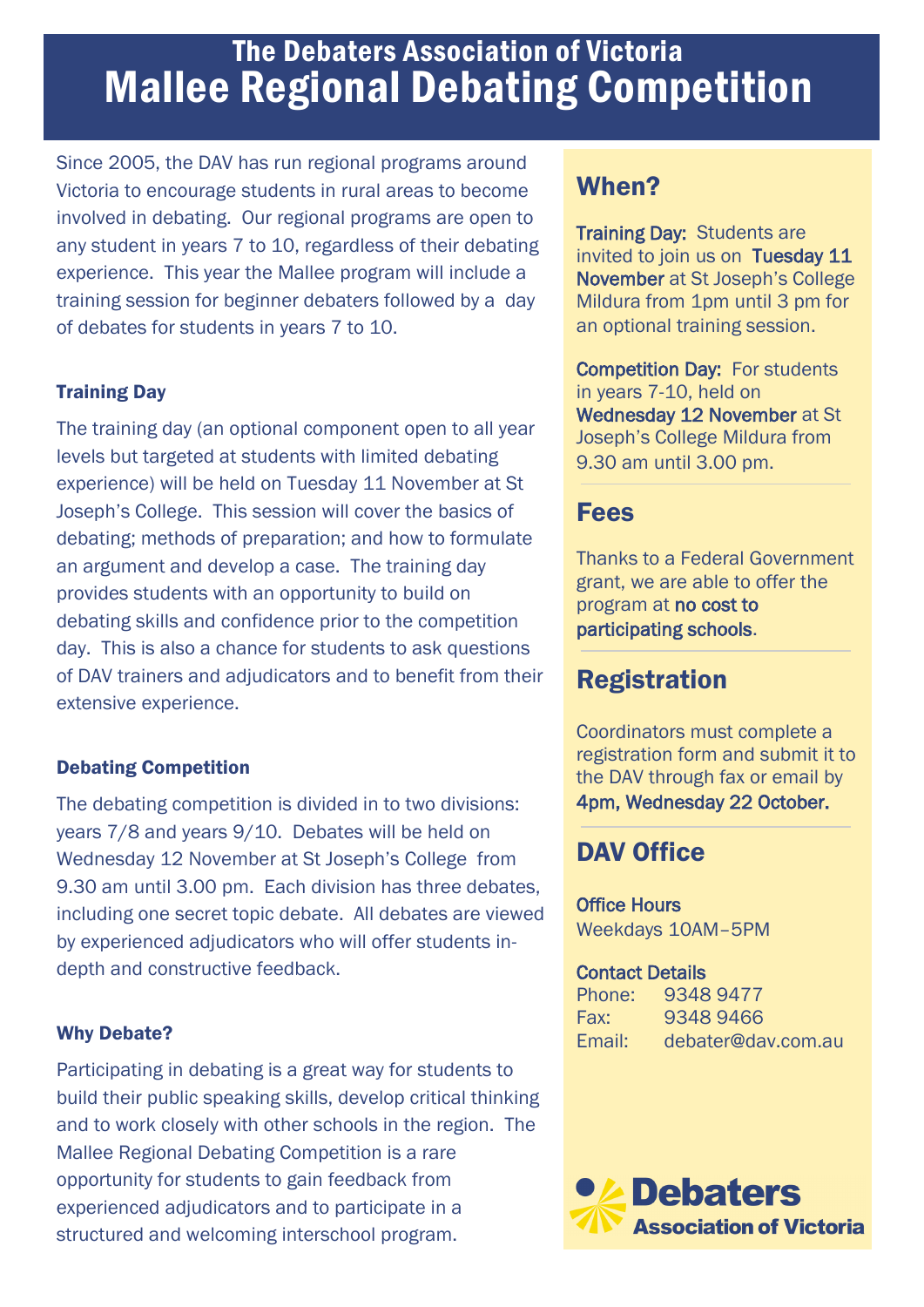# The Debaters Association of Victoria
# Mallee Regional Debating Competition

Since 2005, the DAV has run regional programs around Victoria to encourage students in rural areas to become involved in debating. Our regional programs are open to any student in years 7 to 10, regardless of their debating experience. This year the Mallee program will include a training session for beginner debaters followed by a day of debates for students in years 7 to 10.

### Training Day

The training day (an optional component open to all year levels but targeted at students with limited debating experience) will be held on Tuesday 11 November at St Joseph's College. This session will cover the basics of debating; methods of preparation; and how to formulate an argument and develop a case. The training day provides students with an opportunity to build on debating skills and confidence prior to the competition day. This is also a chance for students to ask questions of DAV trainers and adjudicators and to benefit from their extensive experience.

### Debating Competition

The debating competition is divided in to two divisions: years 7/8 and years 9/10. Debates will be held on Wednesday 12 November at St Joseph's College from 9.30 am until 3.00 pm. Each division has three debates, including one secret topic debate. All debates are viewed by experienced adjudicators who will offer students in-depth and constructive feedback.

### Why Debate?

Participating in debating is a great way for students to build their public speaking skills, develop critical thinking and to work closely with other schools in the region. The Mallee Regional Debating Competition is a rare opportunity for students to gain feedback from experienced adjudicators and to participate in a structured and welcoming interschool program.

## When?

**Training Day:** Students are invited to join us on **Tuesday 11 November** at St Joseph's College Mildura from 1pm until 3 pm for an optional training session.

**Competition Day:** For students in years 7-10, held on **Wednesday 12 November** at St Joseph's College Mildura from 9.30 am until 3.00 pm.

## Fees

Thanks to a Federal Government grant, we are able to offer the program at **no cost to participating schools**.

## Registration

Coordinators must complete a registration form and submit it to the DAV through fax or email by **4pm, Wednesday 22 October.**

## DAV Office

**Office Hours**
Weekdays 10AM–5PM

**Contact Details**
Phone: 9348 9477
Fax: 9348 9466
Email: debater@dav.com.au

Debaters Association of Victoria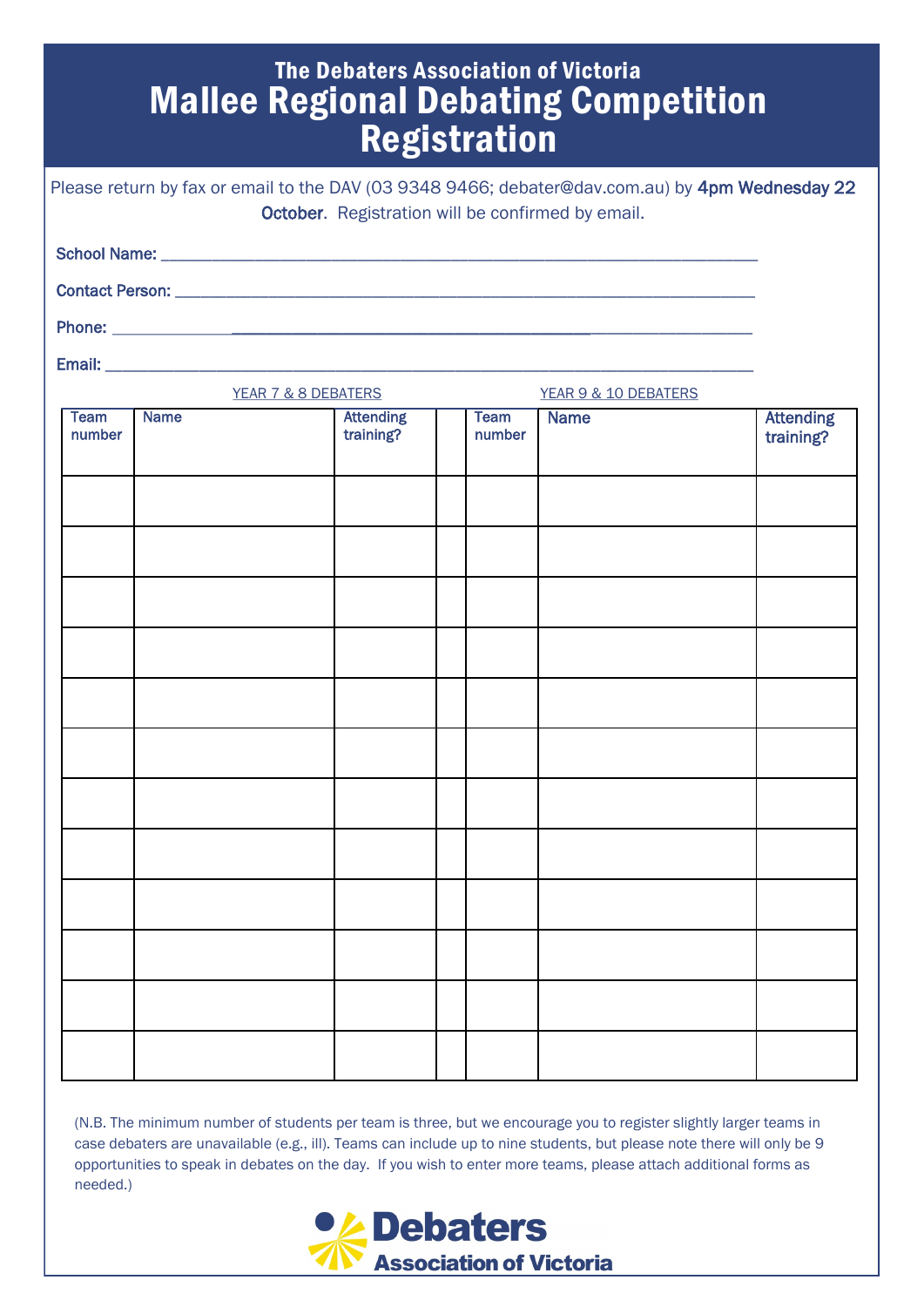The Debaters Association of Victoria

# Mallee Regional Debating Competition Registration

Please return by fax or email to the DAV (03 9348 9466; debater@dav.com.au) by **4pm Wednesday 22 October**. Registration will be confirmed by email.

School Name: ______________________________________________

Contact Person: ______________________________________________

Phone: ______________________________________________

Email: ______________________________________________

YEAR 7 & 8 DEBATERS | YEAR 9 & 10 DEBATERS

| Team number | Name | Attending training? | | Team number | Name | Attending training? |
|---|---|---|---|---|---|---|
| | | | | | | |
| | | | | | | |
| | | | | | | |
| | | | | | | |
| | | | | | | |
| | | | | | | |
| | | | | | | |
| | | | | | | |
| | | | | | | |
| | | | | | | |
| | | | | | | |
| | | | | | | |

(N.B. The minimum number of students per team is three, but we encourage you to register slightly larger teams in case debaters are unavailable (e.g., ill). Teams can include up to nine students, but please note there will only be 9 opportunities to speak in debates on the day. If you wish to enter more teams, please attach additional forms as needed.)

Debaters Association of Victoria